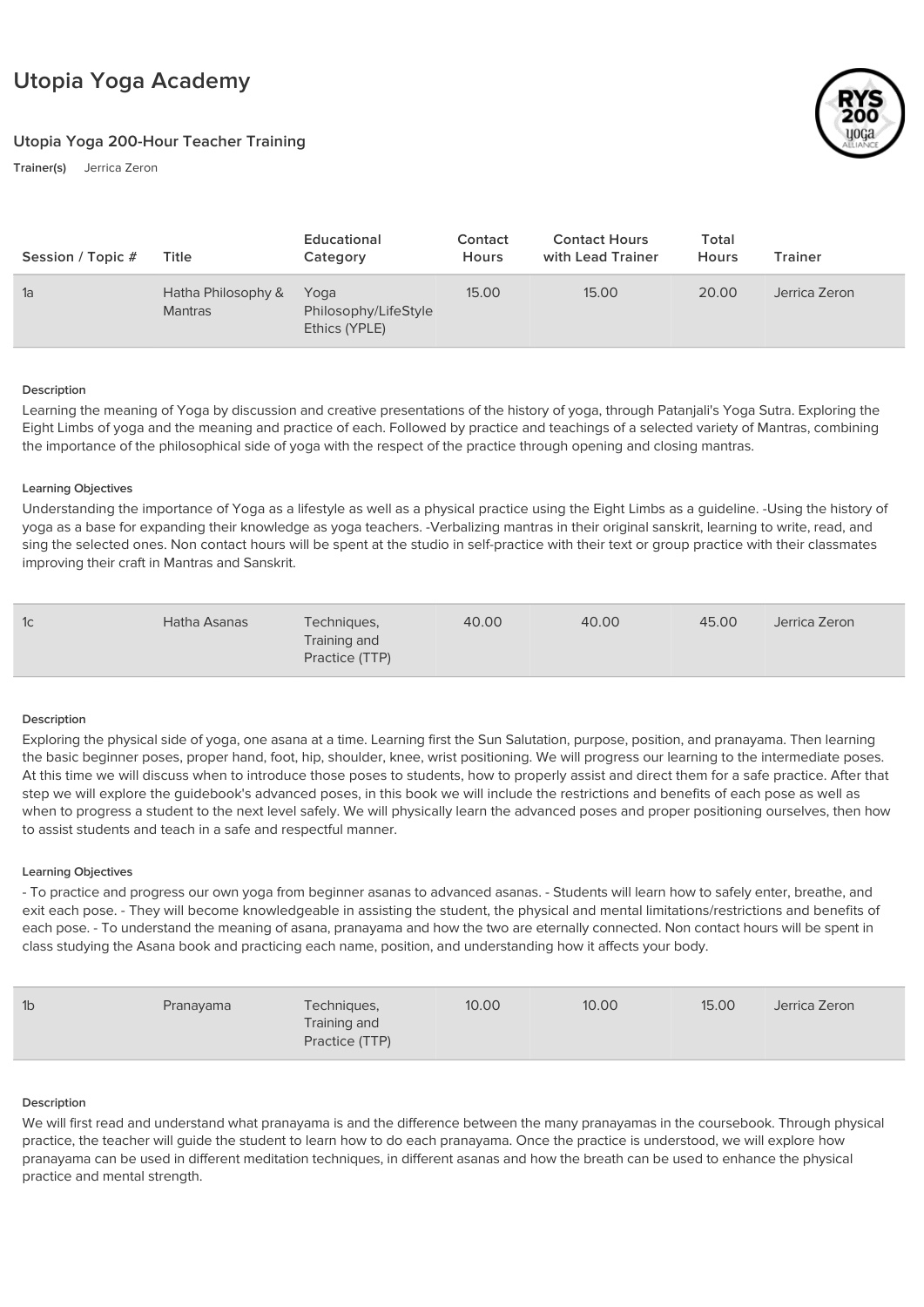# Utopia Yoga Academy

## Utopia Yoga 200-Hour Teacher Training

**Trainer(s)** Jerrica Zeron

| Session / Topic # | Title | Educational Category | Contact Hours | Contact Hours with Lead Trainer | Total Hours | Trainer |
|---|---|---|---|---|---|---|
| 1a | Hatha Philosophy & Mantras | Yoga Philosophy/LifeStyle Ethics (YPLE) | 15.00 | 15.00 | 20.00 | Jerrica Zeron |

**Description**

Learning the meaning of Yoga by discussion and creative presentations of the history of yoga, through Patanjali's Yoga Sutra. Exploring the Eight Limbs of yoga and the meaning and practice of each. Followed by practice and teachings of a selected variety of Mantras, combining the importance of the philosophical side of yoga with the respect of the practice through opening and closing mantras.

**Learning Objectives**

Understanding the importance of Yoga as a lifestyle as well as a physical practice using the Eight Limbs as a guideline. -Using the history of yoga as a base for expanding their knowledge as yoga teachers. -Verbalizing mantras in their original sanskrit, learning to write, read, and sing the selected ones. Non contact hours will be spent at the studio in self-practice with their text or group practice with their classmates improving their craft in Mantras and Sanskrit.

| Session / Topic # | Title | Educational Category | Contact Hours | Contact Hours with Lead Trainer | Total Hours | Trainer |
|---|---|---|---|---|---|---|
| 1c | Hatha Asanas | Techniques, Training and Practice (TTP) | 40.00 | 40.00 | 45.00 | Jerrica Zeron |

**Description**

Exploring the physical side of yoga, one asana at a time. Learning first the Sun Salutation, purpose, position, and pranayama. Then learning the basic beginner poses, proper hand, foot, hip, shoulder, knee, wrist positioning. We will progress our learning to the intermediate poses. At this time we will discuss when to introduce those poses to students, how to properly assist and direct them for a safe practice. After that step we will explore the guidebook's advanced poses, in this book we will include the restrictions and benefits of each pose as well as when to progress a student to the next level safely. We will physically learn the advanced poses and proper positioning ourselves, then how to assist students and teach in a safe and respectful manner.

**Learning Objectives**

- To practice and progress our own yoga from beginner asanas to advanced asanas. - Students will learn how to safely enter, breathe, and exit each pose. - They will become knowledgeable in assisting the student, the physical and mental limitations/restrictions and benefits of each pose. - To understand the meaning of asana, pranayama and how the two are eternally connected. Non contact hours will be spent in class studying the Asana book and practicing each name, position, and understanding how it affects your body.

| Session / Topic # | Title | Educational Category | Contact Hours | Contact Hours with Lead Trainer | Total Hours | Trainer |
|---|---|---|---|---|---|---|
| 1b | Pranayama | Techniques, Training and Practice (TTP) | 10.00 | 10.00 | 15.00 | Jerrica Zeron |

**Description**

We will first read and understand what pranayama is and the difference between the many pranayamas in the coursebook. Through physical practice, the teacher will guide the student to learn how to do each pranayama. Once the practice is understood, we will explore how pranayama can be used in different meditation techniques, in different asanas and how the breath can be used to enhance the physical practice and mental strength.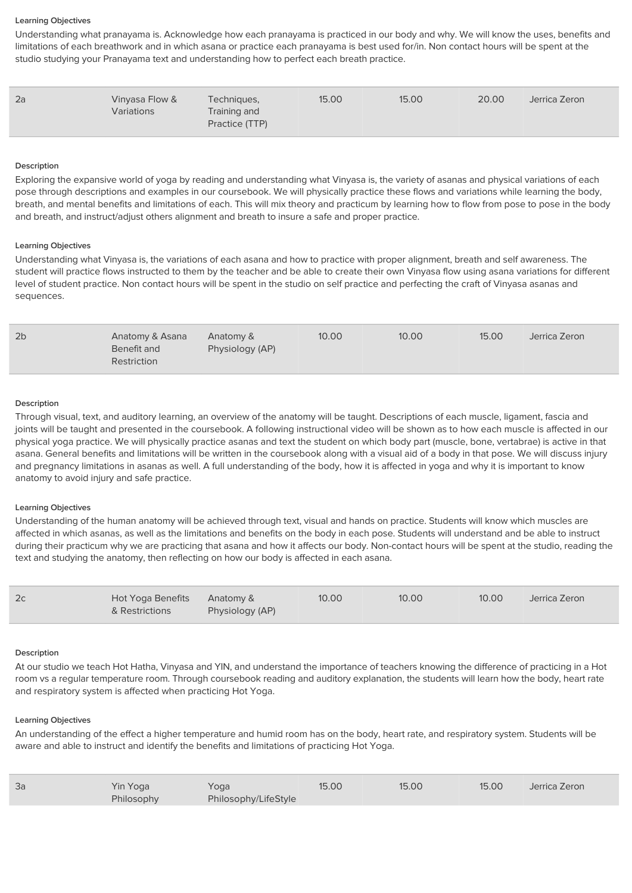### Learning Objectives

Understanding what pranayama is. Acknowledge how each pranayama is practiced in our body and why. We will know the uses, benefits and limitations of each breathwork and in which asana or practice each pranayama is best used for/in. Non contact hours will be spent at the studio studying your Pranayama text and understanding how to perfect each breath practice.

| 2a | Vinyasa Flow & Variations | Techniques, Training and Practice (TTP) | 15.00 | 15.00 | 20.00 | Jerrica Zeron |
|---|---|---|---|---|---|---|

### Description

Exploring the expansive world of yoga by reading and understanding what Vinyasa is, the variety of asanas and physical variations of each pose through descriptions and examples in our coursebook. We will physically practice these flows and variations while learning the body, breath, and mental benefits and limitations of each. This will mix theory and practicum by learning how to flow from pose to pose in the body and breath, and instruct/adjust others alignment and breath to insure a safe and proper practice.

### Learning Objectives

Understanding what Vinyasa is, the variations of each asana and how to practice with proper alignment, breath and self awareness. The student will practice flows instructed to them by the teacher and be able to create their own Vinyasa flow using asana variations for different level of student practice. Non contact hours will be spent in the studio on self practice and perfecting the craft of Vinyasa asanas and sequences.

| 2b | Anatomy & Asana Benefit and Restriction | Anatomy & Physiology (AP) | 10.00 | 10.00 | 15.00 | Jerrica Zeron |
|---|---|---|---|---|---|---|

### Description

Through visual, text, and auditory learning, an overview of the anatomy will be taught. Descriptions of each muscle, ligament, fascia and joints will be taught and presented in the coursebook. A following instructional video will be shown as to how each muscle is affected in our physical yoga practice. We will physically practice asanas and text the student on which body part (muscle, bone, vertabrae) is active in that asana. General benefits and limitations will be written in the coursebook along with a visual aid of a body in that pose. We will discuss injury and pregnancy limitations in asanas as well. A full understanding of the body, how it is affected in yoga and why it is important to know anatomy to avoid injury and safe practice.

### Learning Objectives

Understanding of the human anatomy will be achieved through text, visual and hands on practice. Students will know which muscles are affected in which asanas, as well as the limitations and benefits on the body in each pose. Students will understand and be able to instruct during their practicum why we are practicing that asana and how it affects our body. Non-contact hours will be spent at the studio, reading the text and studying the anatomy, then reflecting on how our body is affected in each asana.

| 2c | Hot Yoga Benefits & Restrictions | Anatomy & Physiology (AP) | 10.00 | 10.00 | 10.00 | Jerrica Zeron |
|---|---|---|---|---|---|---|

### Description

At our studio we teach Hot Hatha, Vinyasa and YIN, and understand the importance of teachers knowing the difference of practicing in a Hot room vs a regular temperature room. Through coursebook reading and auditory explanation, the students will learn how the body, heart rate and respiratory system is affected when practicing Hot Yoga.

### Learning Objectives

An understanding of the effect a higher temperature and humid room has on the body, heart rate, and respiratory system. Students will be aware and able to instruct and identify the benefits and limitations of practicing Hot Yoga.

| 3a | Yin Yoga Philosophy | Yoga Philosophy/LifeStyle | 15.00 | 15.00 | 15.00 | Jerrica Zeron |
|---|---|---|---|---|---|---|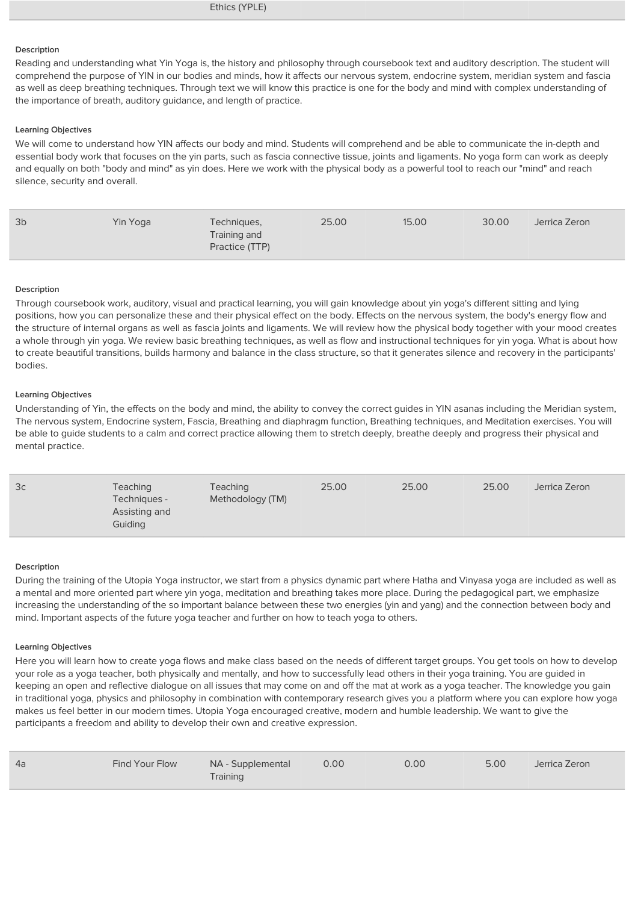| | | Ethics (YPLE) | | | | |
|---|---|---|---|---|---|---|

**Description**

Reading and understanding what Yin Yoga is, the history and philosophy through coursebook text and auditory description. The student will comprehend the purpose of YIN in our bodies and minds, how it affects our nervous system, endocrine system, meridian system and fascia as well as deep breathing techniques. Through text we will know this practice is one for the body and mind with complex understanding of the importance of breath, auditory guidance, and length of practice.

**Learning Objectives**

We will come to understand how YIN affects our body and mind. Students will comprehend and be able to communicate the in-depth and essential body work that focuses on the yin parts, such as fascia connective tissue, joints and ligaments. No yoga form can work as deeply and equally on both "body and mind" as yin does. Here we work with the physical body as a powerful tool to reach our "mind" and reach silence, security and overall.

| 3b | Yin Yoga | Techniques, Training and Practice (TTP) | 25.00 | 15.00 | 30.00 | Jerrica Zeron |
|---|---|---|---|---|---|---|

**Description**

Through coursebook work, auditory, visual and practical learning, you will gain knowledge about yin yoga's different sitting and lying positions, how you can personalize these and their physical effect on the body. Effects on the nervous system, the body's energy flow and the structure of internal organs as well as fascia joints and ligaments. We will review how the physical body together with your mood creates a whole through yin yoga. We review basic breathing techniques, as well as flow and instructional techniques for yin yoga. What is about how to create beautiful transitions, builds harmony and balance in the class structure, so that it generates silence and recovery in the participants' bodies.

**Learning Objectives**

Understanding of Yin, the effects on the body and mind, the ability to convey the correct guides in YIN asanas including the Meridian system, The nervous system, Endocrine system, Fascia, Breathing and diaphragm function, Breathing techniques, and Meditation exercises. You will be able to guide students to a calm and correct practice allowing them to stretch deeply, breathe deeply and progress their physical and mental practice.

| 3c | Teaching Techniques - Assisting and Guiding | Teaching Methodology (TM) | 25.00 | 25.00 | 25.00 | Jerrica Zeron |
|---|---|---|---|---|---|---|

**Description**

During the training of the Utopia Yoga instructor, we start from a physics dynamic part where Hatha and Vinyasa yoga are included as well as a mental and more oriented part where yin yoga, meditation and breathing takes more place. During the pedagogical part, we emphasize increasing the understanding of the so important balance between these two energies (yin and yang) and the connection between body and mind. Important aspects of the future yoga teacher and further on how to teach yoga to others.

**Learning Objectives**

Here you will learn how to create yoga flows and make class based on the needs of different target groups. You get tools on how to develop your role as a yoga teacher, both physically and mentally, and how to successfully lead others in their yoga training. You are guided in keeping an open and reflective dialogue on all issues that may come on and off the mat at work as a yoga teacher. The knowledge you gain in traditional yoga, physics and philosophy in combination with contemporary research gives you a platform where you can explore how yoga makes us feel better in our modern times. Utopia Yoga encouraged creative, modern and humble leadership. We want to give the participants a freedom and ability to develop their own and creative expression.

| 4a | Find Your Flow | NA - Supplemental Training | 0.00 | 0.00 | 5.00 | Jerrica Zeron |
|---|---|---|---|---|---|---|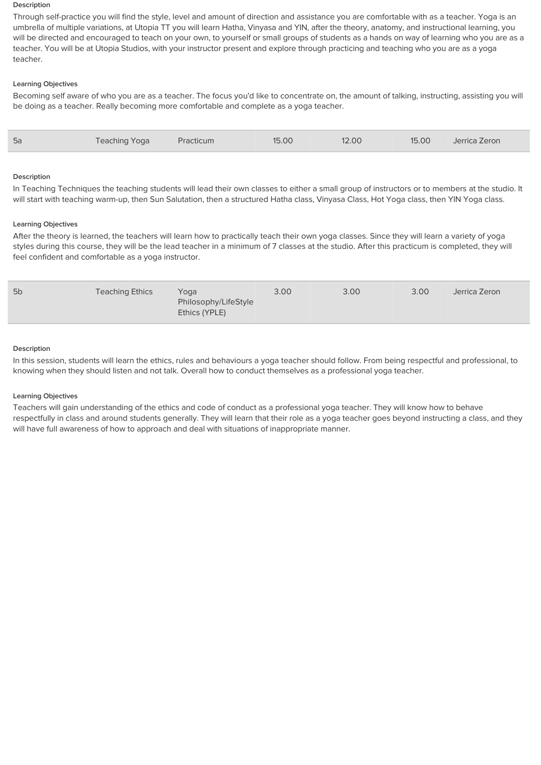#### Description

Through self-practice you will find the style, level and amount of direction and assistance you are comfortable with as a teacher. Yoga is an umbrella of multiple variations, at Utopia TT you will learn Hatha, Vinyasa and YIN, after the theory, anatomy, and instructional learning, you will be directed and encouraged to teach on your own, to yourself or small groups of students as a hands on way of learning who you are as a teacher. You will be at Utopia Studios, with your instructor present and explore through practicing and teaching who you are as a yoga teacher.

#### Learning Objectives

Becoming self aware of who you are as a teacher. The focus you'd like to concentrate on, the amount of talking, instructing, assisting you will be doing as a teacher. Really becoming more comfortable and complete as a yoga teacher.

| | | | | | | |
|---|---|---|---|---|---|---|
| 5a | Teaching Yoga | Practicum | 15.00 | 12.00 | 15.00 | Jerrica Zeron |

#### Description

In Teaching Techniques the teaching students will lead their own classes to either a small group of instructors or to members at the studio. It will start with teaching warm-up, then Sun Salutation, then a structured Hatha class, Vinyasa Class, Hot Yoga class, then YIN Yoga class.

#### Learning Objectives

After the theory is learned, the teachers will learn how to practically teach their own yoga classes. Since they will learn a variety of yoga styles during this course, they will be the lead teacher in a minimum of 7 classes at the studio. After this practicum is completed, they will feel confident and comfortable as a yoga instructor.

| | | | | | | |
|---|---|---|---|---|---|---|
| 5b | Teaching Ethics | Yoga Philosophy/LifeStyle Ethics (YPLE) | 3.00 | 3.00 | 3.00 | Jerrica Zeron |

#### Description

In this session, students will learn the ethics, rules and behaviours a yoga teacher should follow. From being respectful and professional, to knowing when they should listen and not talk. Overall how to conduct themselves as a professional yoga teacher.

#### Learning Objectives

Teachers will gain understanding of the ethics and code of conduct as a professional yoga teacher. They will know how to behave respectfully in class and around students generally. They will learn that their role as a yoga teacher goes beyond instructing a class, and they will have full awareness of how to approach and deal with situations of inappropriate manner.